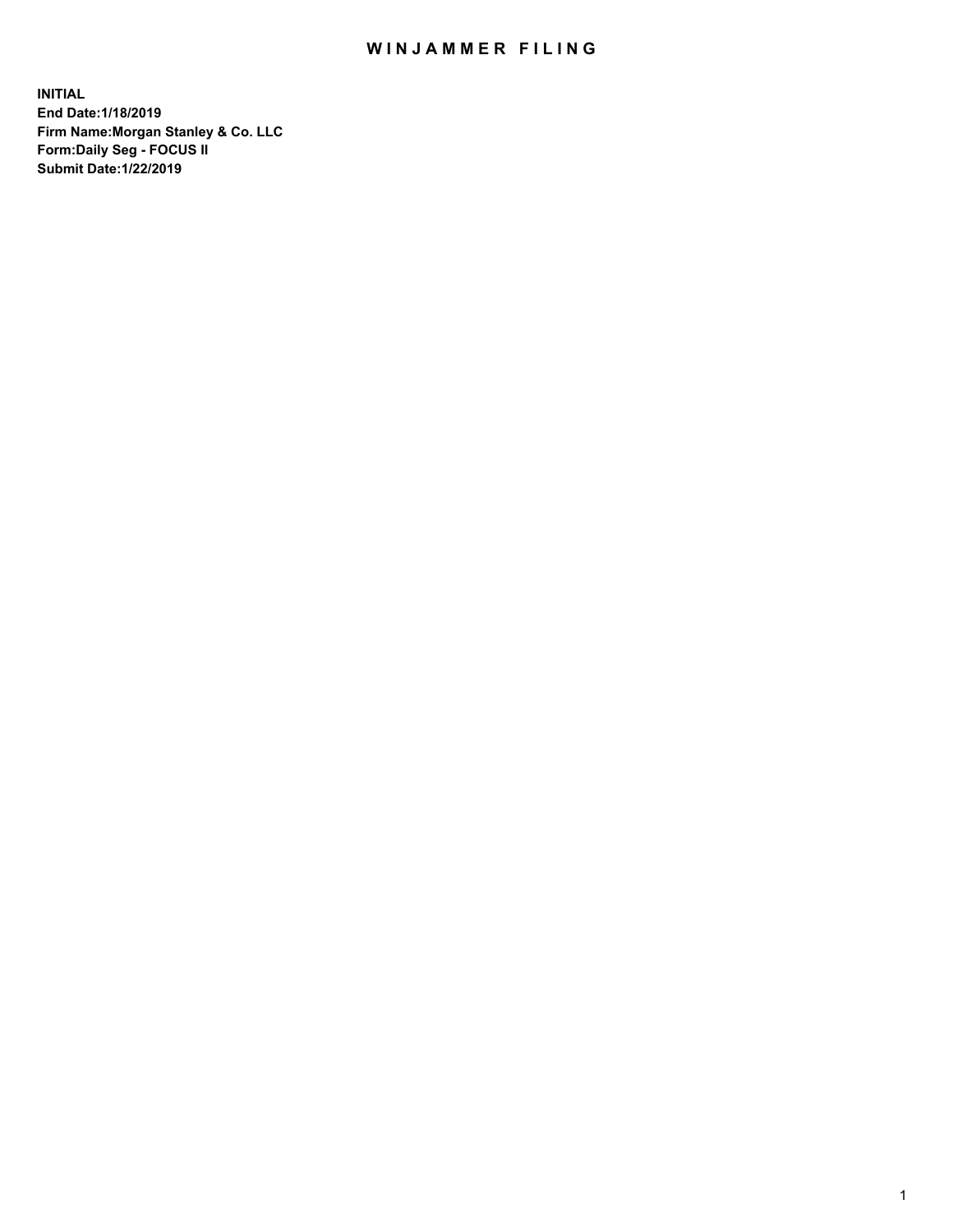# WINJAMMER FILING

**INITIAL**
**End Date:1/18/2019**
**Firm Name:Morgan Stanley & Co. LLC**
**Form:Daily Seg - FOCUS II**
**Submit Date:1/22/2019**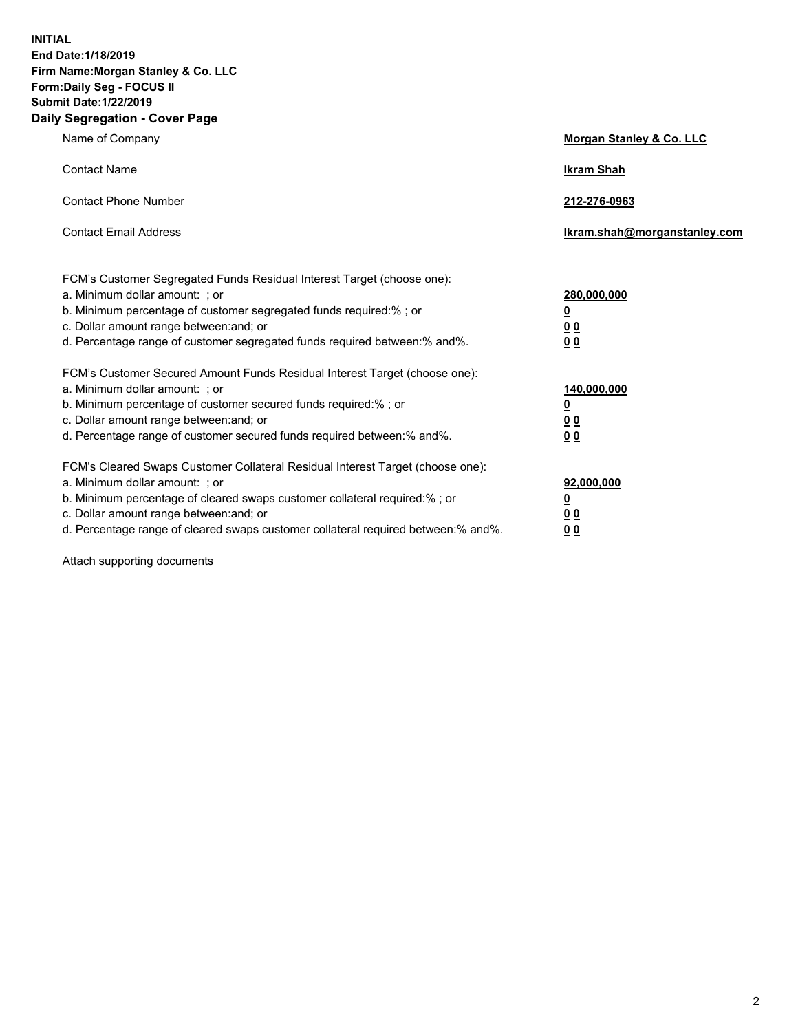**INITIAL**
**End Date:1/18/2019**
**Firm Name:Morgan Stanley & Co. LLC**
**Form:Daily Seg - FOCUS II**
**Submit Date:1/22/2019**

## Daily Segregation - Cover Page

| | |
|---|---|
| Name of Company | **Morgan Stanley & Co. LLC** |
| Contact Name | **Ikram Shah** |
| Contact Phone Number | **212-276-0963** |
| Contact Email Address | **Ikram.shah@morganstanley.com** |

| | |
|---|---|
| FCM's Customer Segregated Funds Residual Interest Target (choose one): | |
| a. Minimum dollar amount: ; or | **280,000,000** |
| b. Minimum percentage of customer segregated funds required:% ; or | **0** |
| c. Dollar amount range between:and; or | **0 0** |
| d. Percentage range of customer segregated funds required between:% and%. | **0 0** |
| FCM's Customer Secured Amount Funds Residual Interest Target (choose one): | |
| a. Minimum dollar amount: ; or | **140,000,000** |
| b. Minimum percentage of customer secured funds required:% ; or | **0** |
| c. Dollar amount range between:and; or | **0 0** |
| d. Percentage range of customer secured funds required between:% and%. | **0 0** |
| FCM's Cleared Swaps Customer Collateral Residual Interest Target (choose one): | |
| a. Minimum dollar amount: ; or | **92,000,000** |
| b. Minimum percentage of cleared swaps customer collateral required:% ; or | **0** |
| c. Dollar amount range between:and; or | **0 0** |
| d. Percentage range of cleared swaps customer collateral required between:% and%. | **0 0** |

Attach supporting documents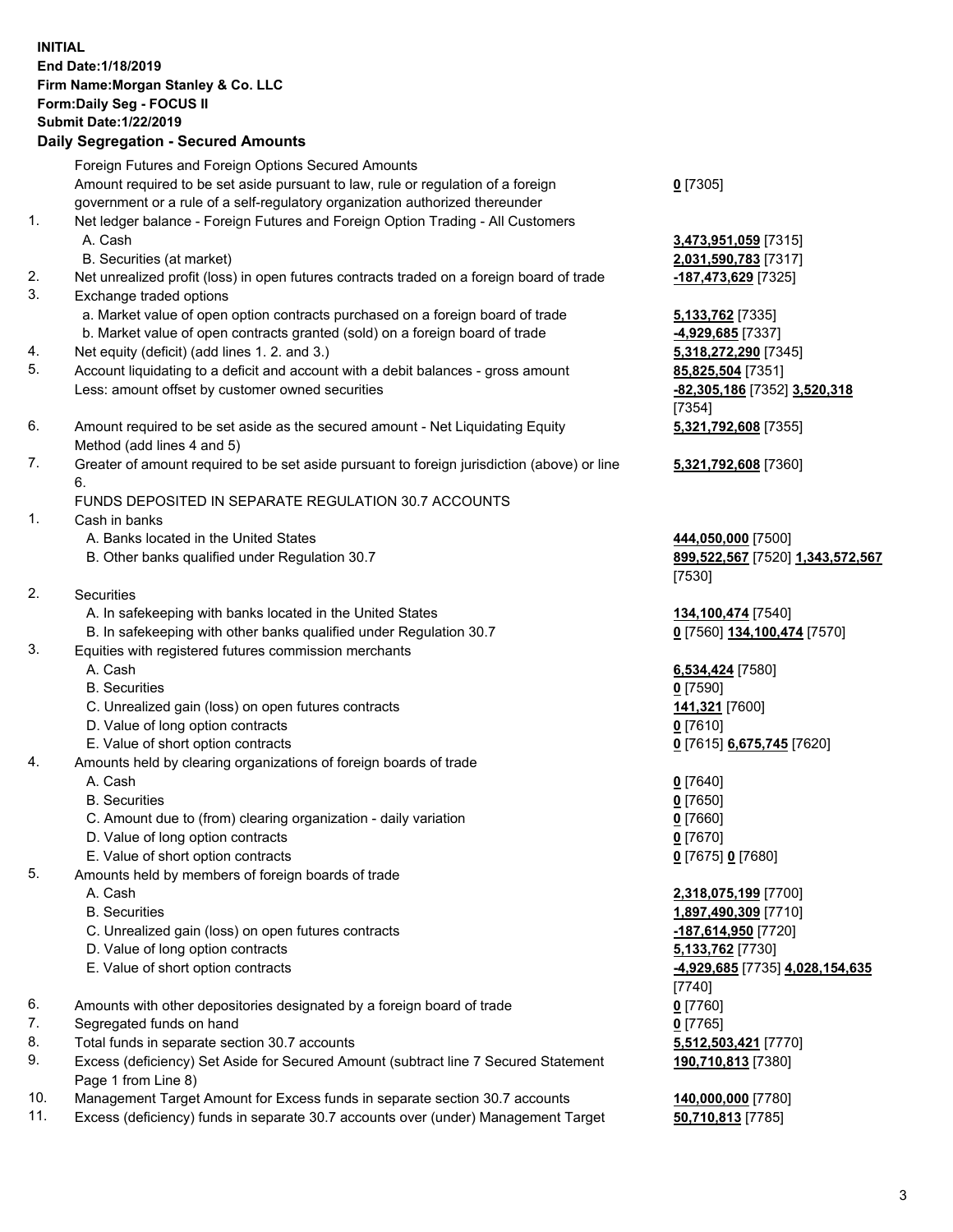**INITIAL**
**End Date:1/18/2019**
**Firm Name:Morgan Stanley & Co. LLC**
**Form:Daily Seg - FOCUS II**
**Submit Date:1/22/2019**

**Daily Segregation - Secured Amounts**

| | | |
|---|---|---|
| | Foreign Futures and Foreign Options Secured Amounts | |
| | Amount required to be set aside pursuant to law, rule or regulation of a foreign government or a rule of a self-regulatory organization authorized thereunder | **0** [7305] |
| 1. | Net ledger balance - Foreign Futures and Foreign Option Trading - All Customers | |
| | A. Cash | **3,473,951,059** [7315] |
| | B. Securities (at market) | **2,031,590,783** [7317] |
| 2. | Net unrealized profit (loss) in open futures contracts traded on a foreign board of trade | **-187,473,629** [7325] |
| 3. | Exchange traded options | |
| | a. Market value of open option contracts purchased on a foreign board of trade | **5,133,762** [7335] |
| | b. Market value of open contracts granted (sold) on a foreign board of trade | **-4,929,685** [7337] |
| 4. | Net equity (deficit) (add lines 1. 2. and 3.) | **5,318,272,290** [7345] |
| 5. | Account liquidating to a deficit and account with a debit balances - gross amount | **85,825,504** [7351] |
| | Less: amount offset by customer owned securities | **-82,305,186** [7352] **3,520,318** [7354] |
| 6. | Amount required to be set aside as the secured amount - Net Liquidating Equity Method (add lines 4 and 5) | **5,321,792,608** [7355] |
| 7. | Greater of amount required to be set aside pursuant to foreign jurisdiction (above) or line 6. | **5,321,792,608** [7360] |
| | FUNDS DEPOSITED IN SEPARATE REGULATION 30.7 ACCOUNTS | |
| 1. | Cash in banks | |
| | A. Banks located in the United States | **444,050,000** [7500] |
| | B. Other banks qualified under Regulation 30.7 | **899,522,567** [7520] **1,343,572,567** [7530] |
| 2. | Securities | |
| | A. In safekeeping with banks located in the United States | **134,100,474** [7540] |
| | B. In safekeeping with other banks qualified under Regulation 30.7 | **0** [7560] **134,100,474** [7570] |
| 3. | Equities with registered futures commission merchants | |
| | A. Cash | **6,534,424** [7580] |
| | B. Securities | **0** [7590] |
| | C. Unrealized gain (loss) on open futures contracts | **141,321** [7600] |
| | D. Value of long option contracts | **0** [7610] |
| | E. Value of short option contracts | **0** [7615] **6,675,745** [7620] |
| 4. | Amounts held by clearing organizations of foreign boards of trade | |
| | A. Cash | **0** [7640] |
| | B. Securities | **0** [7650] |
| | C. Amount due to (from) clearing organization - daily variation | **0** [7660] |
| | D. Value of long option contracts | **0** [7670] |
| | E. Value of short option contracts | **0** [7675] **0** [7680] |
| 5. | Amounts held by members of foreign boards of trade | |
| | A. Cash | **2,318,075,199** [7700] |
| | B. Securities | **1,897,490,309** [7710] |
| | C. Unrealized gain (loss) on open futures contracts | **-187,614,950** [7720] |
| | D. Value of long option contracts | **5,133,762** [7730] |
| | E. Value of short option contracts | **-4,929,685** [7735] **4,028,154,635** [7740] |
| 6. | Amounts with other depositories designated by a foreign board of trade | **0** [7760] |
| 7. | Segregated funds on hand | **0** [7765] |
| 8. | Total funds in separate section 30.7 accounts | **5,512,503,421** [7770] |
| 9. | Excess (deficiency) Set Aside for Secured Amount (subtract line 7 Secured Statement Page 1 from Line 8) | **190,710,813** [7380] |
| 10. | Management Target Amount for Excess funds in separate section 30.7 accounts | **140,000,000** [7780] |
| 11. | Excess (deficiency) funds in separate 30.7 accounts over (under) Management Target | **50,710,813** [7785] |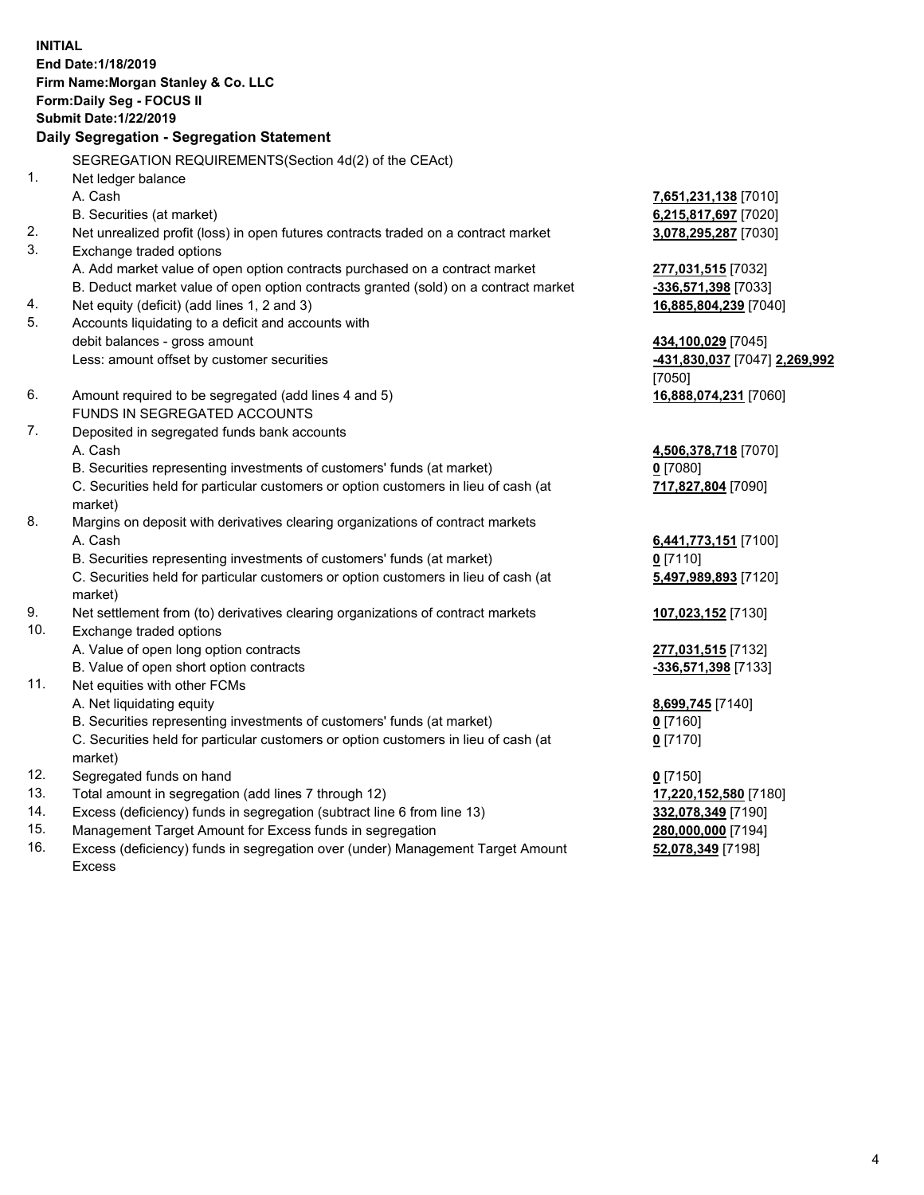**INITIAL**
**End Date:1/18/2019**
**Firm Name:Morgan Stanley & Co. LLC**
**Form:Daily Seg - FOCUS II**
**Submit Date:1/22/2019**

## Daily Segregation - Segregation Statement

SEGREGATION REQUIREMENTS(Section 4d(2) of the CEAct)

| | | |
|---|---|---|
| 1. | Net ledger balance | |
| | A. Cash | **7,651,231,138** [7010] |
| | B. Securities (at market) | **6,215,817,697** [7020] |
| 2. | Net unrealized profit (loss) in open futures contracts traded on a contract market | **3,078,295,287** [7030] |
| 3. | Exchange traded options | |
| | A. Add market value of open option contracts purchased on a contract market | **277,031,515** [7032] |
| | B. Deduct market value of open option contracts granted (sold) on a contract market | **-336,571,398** [7033] |
| 4. | Net equity (deficit) (add lines 1, 2 and 3) | **16,885,804,239** [7040] |
| 5. | Accounts liquidating to a deficit and accounts with debit balances - gross amount | **434,100,029** [7045] |
| | Less: amount offset by customer securities | **-431,830,037** [7047] **2,269,992** [7050] |
| 6. | Amount required to be segregated (add lines 4 and 5) | **16,888,074,231** [7060] |
| | FUNDS IN SEGREGATED ACCOUNTS | |
| 7. | Deposited in segregated funds bank accounts | |
| | A. Cash | **4,506,378,718** [7070] |
| | B. Securities representing investments of customers' funds (at market) | **0** [7080] |
| | C. Securities held for particular customers or option customers in lieu of cash (at market) | **717,827,804** [7090] |
| 8. | Margins on deposit with derivatives clearing organizations of contract markets | |
| | A. Cash | **6,441,773,151** [7100] |
| | B. Securities representing investments of customers' funds (at market) | **0** [7110] |
| | C. Securities held for particular customers or option customers in lieu of cash (at market) | **5,497,989,893** [7120] |
| 9. | Net settlement from (to) derivatives clearing organizations of contract markets | **107,023,152** [7130] |
| 10. | Exchange traded options | |
| | A. Value of open long option contracts | **277,031,515** [7132] |
| | B. Value of open short option contracts | **-336,571,398** [7133] |
| 11. | Net equities with other FCMs | |
| | A. Net liquidating equity | **8,699,745** [7140] |
| | B. Securities representing investments of customers' funds (at market) | **0** [7160] |
| | C. Securities held for particular customers or option customers in lieu of cash (at market) | **0** [7170] |
| 12. | Segregated funds on hand | **0** [7150] |
| 13. | Total amount in segregation (add lines 7 through 12) | **17,220,152,580** [7180] |
| 14. | Excess (deficiency) funds in segregation (subtract line 6 from line 13) | **332,078,349** [7190] |
| 15. | Management Target Amount for Excess funds in segregation | **280,000,000** [7194] |
| 16. | Excess (deficiency) funds in segregation over (under) Management Target Amount Excess | **52,078,349** [7198] |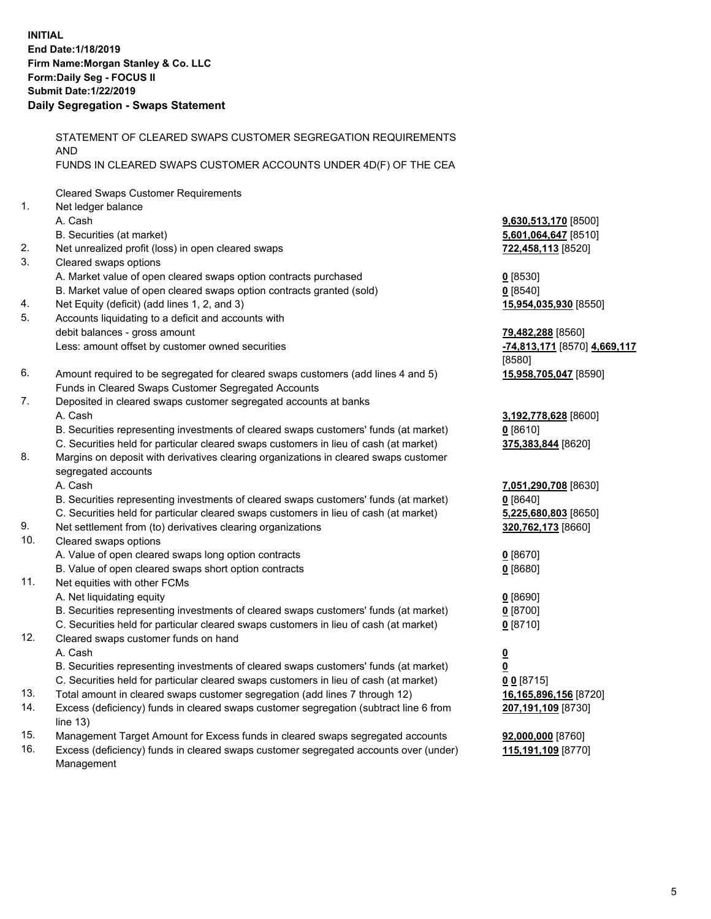**INITIAL**
**End Date:1/18/2019**
**Firm Name:Morgan Stanley & Co. LLC**
**Form:Daily Seg - FOCUS II**
**Submit Date:1/22/2019**
**Daily Segregation - Swaps Statement**

STATEMENT OF CLEARED SWAPS CUSTOMER SEGREGATION REQUIREMENTS AND FUNDS IN CLEARED SWAPS CUSTOMER ACCOUNTS UNDER 4D(F) OF THE CEA

| | | |
|---|---|---|
| | Cleared Swaps Customer Requirements | |
| 1. | Net ledger balance | |
| | A. Cash | **9,630,513,170** [8500] |
| | B. Securities (at market) | **5,601,064,647** [8510] |
| 2. | Net unrealized profit (loss) in open cleared swaps | **722,458,113** [8520] |
| 3. | Cleared swaps options | |
| | A. Market value of open cleared swaps option contracts purchased | **0** [8530] |
| | B. Market value of open cleared swaps option contracts granted (sold) | **0** [8540] |
| 4. | Net Equity (deficit) (add lines 1, 2, and 3) | **15,954,035,930** [8550] |
| 5. | Accounts liquidating to a deficit and accounts with debit balances - gross amount | **79,482,288** [8560] |
| | Less: amount offset by customer owned securities | **-74,813,171** [8570] **4,669,117** [8580] |
| 6. | Amount required to be segregated for cleared swaps customers (add lines 4 and 5) | **15,958,705,047** [8590] |
| | Funds in Cleared Swaps Customer Segregated Accounts | |
| 7. | Deposited in cleared swaps customer segregated accounts at banks | |
| | A. Cash | **3,192,778,628** [8600] |
| | B. Securities representing investments of cleared swaps customers' funds (at market) | **0** [8610] |
| | C. Securities held for particular cleared swaps customers in lieu of cash (at market) | **375,383,844** [8620] |
| 8. | Margins on deposit with derivatives clearing organizations in cleared swaps customer segregated accounts | |
| | A. Cash | **7,051,290,708** [8630] |
| | B. Securities representing investments of cleared swaps customers' funds (at market) | **0** [8640] |
| | C. Securities held for particular cleared swaps customers in lieu of cash (at market) | **5,225,680,803** [8650] |
| 9. | Net settlement from (to) derivatives clearing organizations | **320,762,173** [8660] |
| 10. | Cleared swaps options | |
| | A. Value of open cleared swaps long option contracts | **0** [8670] |
| | B. Value of open cleared swaps short option contracts | **0** [8680] |
| 11. | Net equities with other FCMs | |
| | A. Net liquidating equity | **0** [8690] |
| | B. Securities representing investments of cleared swaps customers' funds (at market) | **0** [8700] |
| | C. Securities held for particular cleared swaps customers in lieu of cash (at market) | **0** [8710] |
| 12. | Cleared swaps customer funds on hand | |
| | A. Cash | **0** |
| | B. Securities representing investments of cleared swaps customers' funds (at market) | **0** |
| | C. Securities held for particular cleared swaps customers in lieu of cash (at market) | **0** **0** [8715] |
| 13. | Total amount in cleared swaps customer segregation (add lines 7 through 12) | **16,165,896,156** [8720] |
| 14. | Excess (deficiency) funds in cleared swaps customer segregation (subtract line 6 from line 13) | **207,191,109** [8730] |
| 15. | Management Target Amount for Excess funds in cleared swaps segregated accounts | **92,000,000** [8760] |
| 16. | Excess (deficiency) funds in cleared swaps customer segregated accounts over (under) Management | **115,191,109** [8770] |